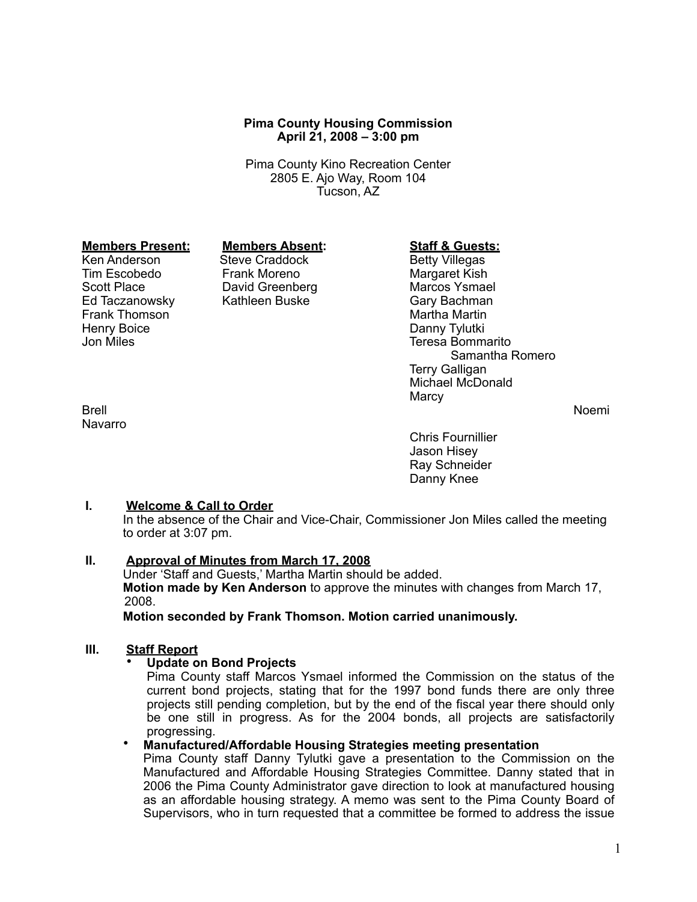**Pima County Housing Commission**
**April 21, 2008 – 3:00 pm**

Pima County Kino Recreation Center
2805 E. Ajo Way, Room 104
Tucson, AZ

| **Members Present:** | **Members Absent:** | **Staff & Guests:** |
|---|---|---|
| Ken Anderson | Steve Craddock | Betty Villegas |
| Tim Escobedo | Frank Moreno | Margaret Kish |
| Scott Place | David Greenberg | Marcos Ysmael |
| Ed Taczanowsky | Kathleen Buske | Gary Bachman |
| Frank Thomson | | Martha Martin |
| Henry Boice | | Danny Tylutki |
| Jon Miles | | Teresa Bommarito |
| | | Samantha Romero |
| | | Terry Galligan |
| | | Michael McDonald |
| | | Marcy Brell |
| | | Noemi Navarro |
| | | Chris Fournillier |
| | | Jason Hisey |
| | | Ray Schneider |
| | | Danny Knee |

**I. Welcome & Call to Order**

In the absence of the Chair and Vice-Chair, Commissioner Jon Miles called the meeting to order at 3:07 pm.

**II. Approval of Minutes from March 17, 2008**

Under 'Staff and Guests,' Martha Martin should be added.

**Motion made by Ken Anderson** to approve the minutes with changes from March 17, 2008.

**Motion seconded by Frank Thomson. Motion carried unanimously.**

**III. Staff Report**

- **Update on Bond Projects**
  Pima County staff Marcos Ysmael informed the Commission on the status of the current bond projects, stating that for the 1997 bond funds there are only three projects still pending completion, but by the end of the fiscal year there should only be one still in progress. As for the 2004 bonds, all projects are satisfactorily progressing.
- **Manufactured/Affordable Housing Strategies meeting presentation**
  Pima County staff Danny Tylutki gave a presentation to the Commission on the Manufactured and Affordable Housing Strategies Committee. Danny stated that in 2006 the Pima County Administrator gave direction to look at manufactured housing as an affordable housing strategy. A memo was sent to the Pima County Board of Supervisors, who in turn requested that a committee be formed to address the issue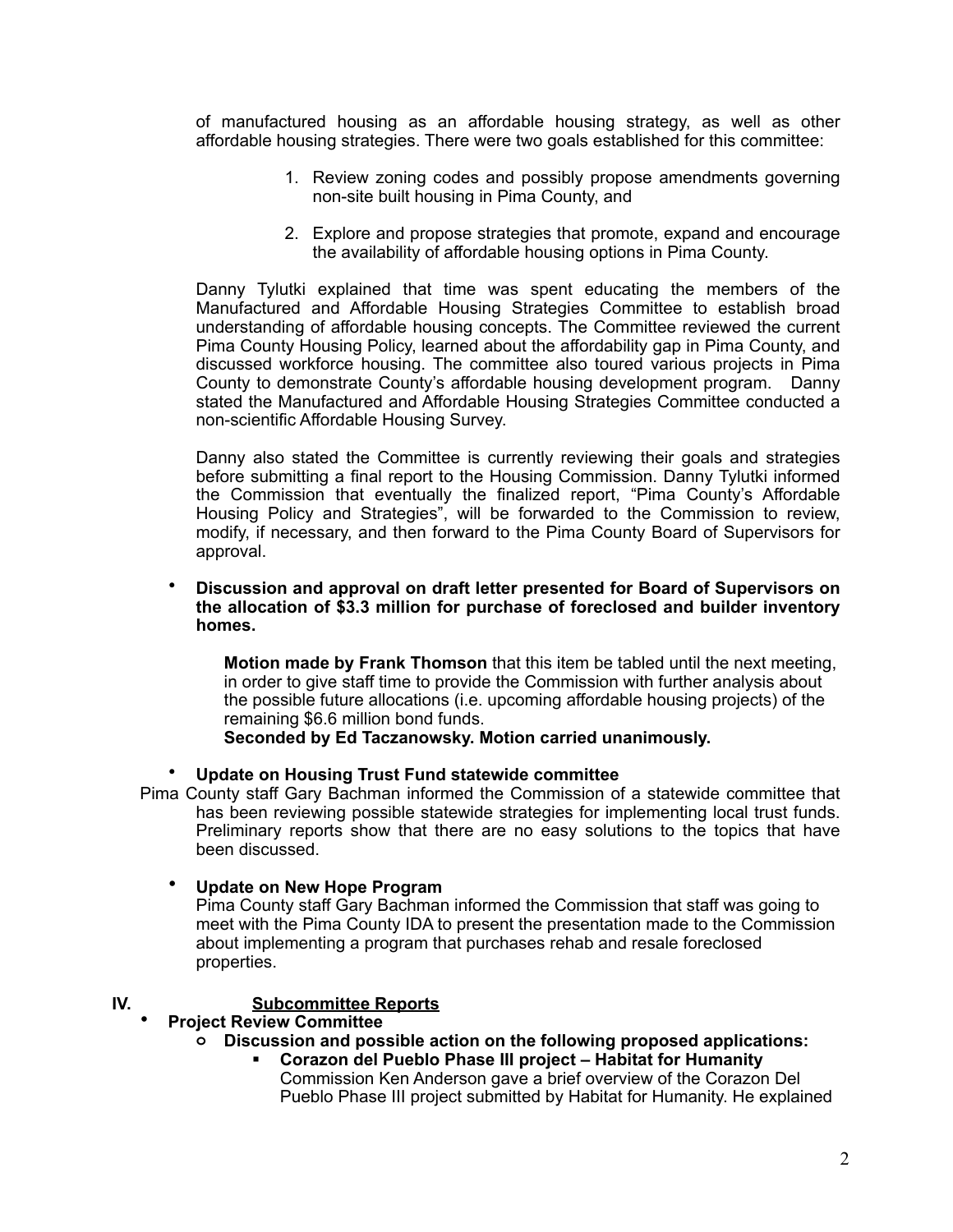of manufactured housing as an affordable housing strategy, as well as other affordable housing strategies. There were two goals established for this committee:

1. Review zoning codes and possibly propose amendments governing non-site built housing in Pima County, and

2. Explore and propose strategies that promote, expand and encourage the availability of affordable housing options in Pima County.

Danny Tylutki explained that time was spent educating the members of the Manufactured and Affordable Housing Strategies Committee to establish broad understanding of affordable housing concepts. The Committee reviewed the current Pima County Housing Policy, learned about the affordability gap in Pima County, and discussed workforce housing. The committee also toured various projects in Pima County to demonstrate County's affordable housing development program. Danny stated the Manufactured and Affordable Housing Strategies Committee conducted a non-scientific Affordable Housing Survey.

Danny also stated the Committee is currently reviewing their goals and strategies before submitting a final report to the Housing Commission. Danny Tylutki informed the Commission that eventually the finalized report, "Pima County's Affordable Housing Policy and Strategies", will be forwarded to the Commission to review, modify, if necessary, and then forward to the Pima County Board of Supervisors for approval.

- **Discussion and approval on draft letter presented for Board of Supervisors on the allocation of $3.3 million for purchase of foreclosed and builder inventory homes.**

  **Motion made by Frank Thomson** that this item be tabled until the next meeting, in order to give staff time to provide the Commission with further analysis about the possible future allocations (i.e. upcoming affordable housing projects) of the remaining $6.6 million bond funds.
  **Seconded by Ed Taczanowsky. Motion carried unanimously.**

- **Update on Housing Trust Fund statewide committee**

Pima County staff Gary Bachman informed the Commission of a statewide committee that has been reviewing possible statewide strategies for implementing local trust funds. Preliminary reports show that there are no easy solutions to the topics that have been discussed.

- **Update on New Hope Program**
  Pima County staff Gary Bachman informed the Commission that staff was going to meet with the Pima County IDA to present the presentation made to the Commission about implementing a program that purchases rehab and resale foreclosed properties.

## IV. Subcommittee Reports

- **Project Review Committee**
  - **Discussion and possible action on the following proposed applications:**
    - **Corazon del Pueblo Phase III project – Habitat for Humanity**
      Commission Ken Anderson gave a brief overview of the Corazon Del Pueblo Phase III project submitted by Habitat for Humanity. He explained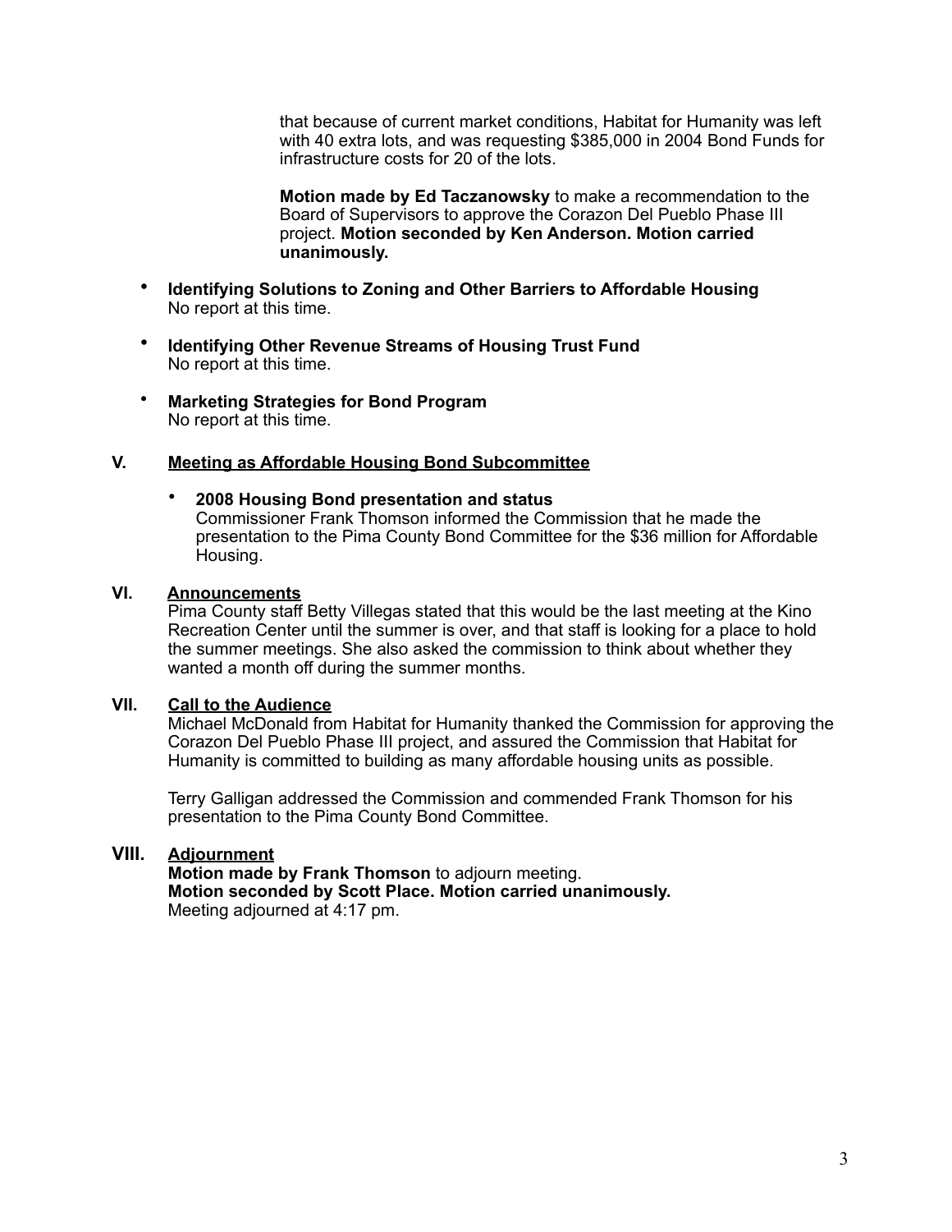that because of current market conditions, Habitat for Humanity was left with 40 extra lots, and was requesting $385,000 in 2004 Bond Funds for infrastructure costs for 20 of the lots.

**Motion made by Ed Taczanowsky** to make a recommendation to the Board of Supervisors to approve the Corazon Del Pueblo Phase III project. **Motion seconded by Ken Anderson. Motion carried unanimously.**

- **Identifying Solutions to Zoning and Other Barriers to Affordable Housing**
  No report at this time.

- **Identifying Other Revenue Streams of Housing Trust Fund**
  No report at this time.

- **Marketing Strategies for Bond Program**
  No report at this time.

## V. Meeting as Affordable Housing Bond Subcommittee

- **2008 Housing Bond presentation and status**
  Commissioner Frank Thomson informed the Commission that he made the presentation to the Pima County Bond Committee for the $36 million for Affordable Housing.

## VI. Announcements

Pima County staff Betty Villegas stated that this would be the last meeting at the Kino Recreation Center until the summer is over, and that staff is looking for a place to hold the summer meetings. She also asked the commission to think about whether they wanted a month off during the summer months.

## VII. Call to the Audience

Michael McDonald from Habitat for Humanity thanked the Commission for approving the Corazon Del Pueblo Phase III project, and assured the Commission that Habitat for Humanity is committed to building as many affordable housing units as possible.

Terry Galligan addressed the Commission and commended Frank Thomson for his presentation to the Pima County Bond Committee.

## VIII. Adjournment

**Motion made by Frank Thomson** to adjourn meeting.
**Motion seconded by Scott Place. Motion carried unanimously.**
Meeting adjourned at 4:17 pm.